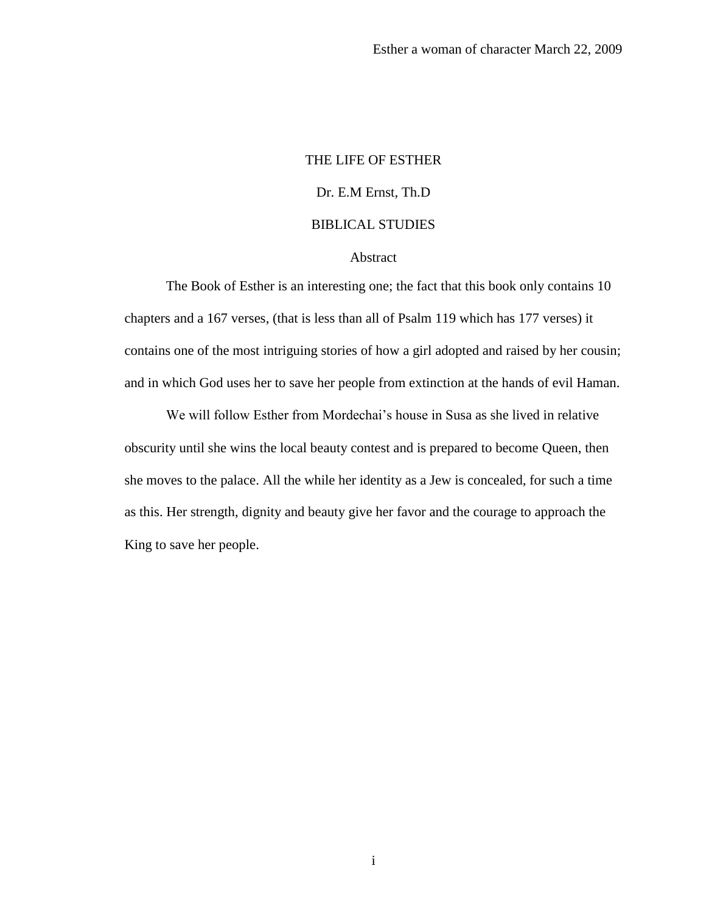# THE LIFE OF ESTHER

Dr. E.M Ernst, Th.D

BIBLICAL STUDIES

## Abstract

The Book of Esther is an interesting one; the fact that this book only contains 10 chapters and a 167 verses, (that is less than all of Psalm 119 which has 177 verses) it contains one of the most intriguing stories of how a girl adopted and raised by her cousin; and in which God uses her to save her people from extinction at the hands of evil Haman.

We will follow Esther from Mordechai's house in Susa as she lived in relative obscurity until she wins the local beauty contest and is prepared to become Queen, then she moves to the palace. All the while her identity as a Jew is concealed, for such a time as this. Her strength, dignity and beauty give her favor and the courage to approach the King to save her people.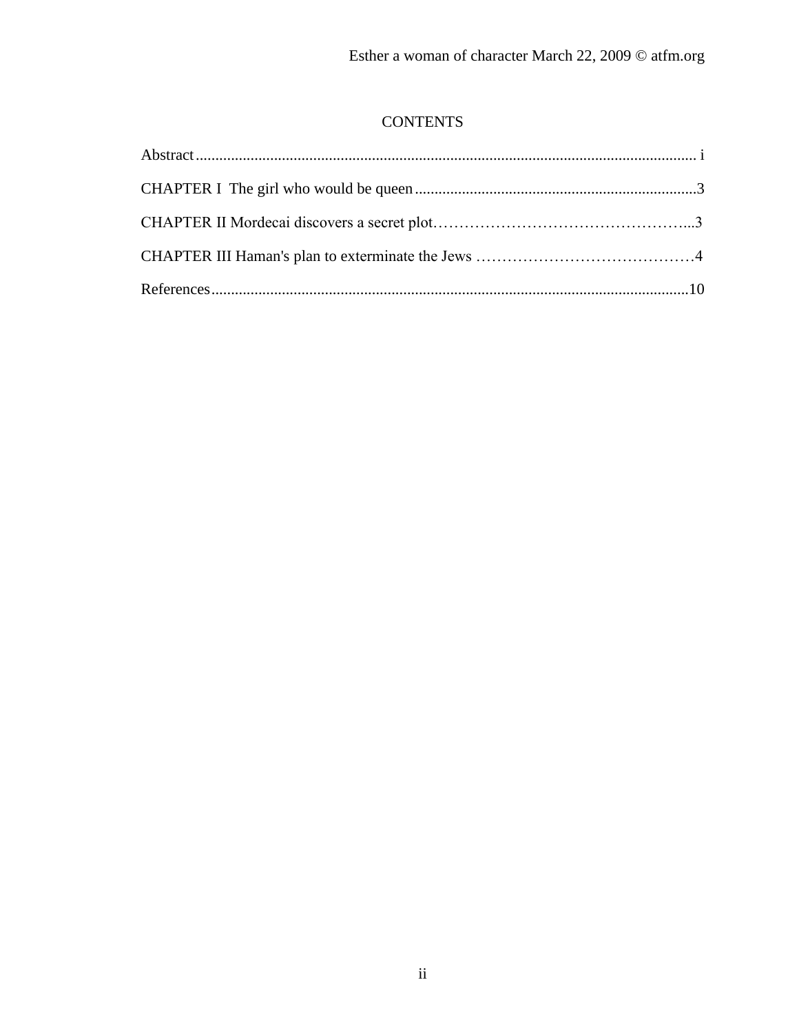# CONTENTS

Abstract.............................................................................................................................. i

CHAPTER I The girl who would be queen........................................................................3

CHAPTER II Mordecai discovers a secret plot…………………………………………...3

CHAPTER III Haman's plan to exterminate the Jews ……………………………………4

References.........................................................................................................................10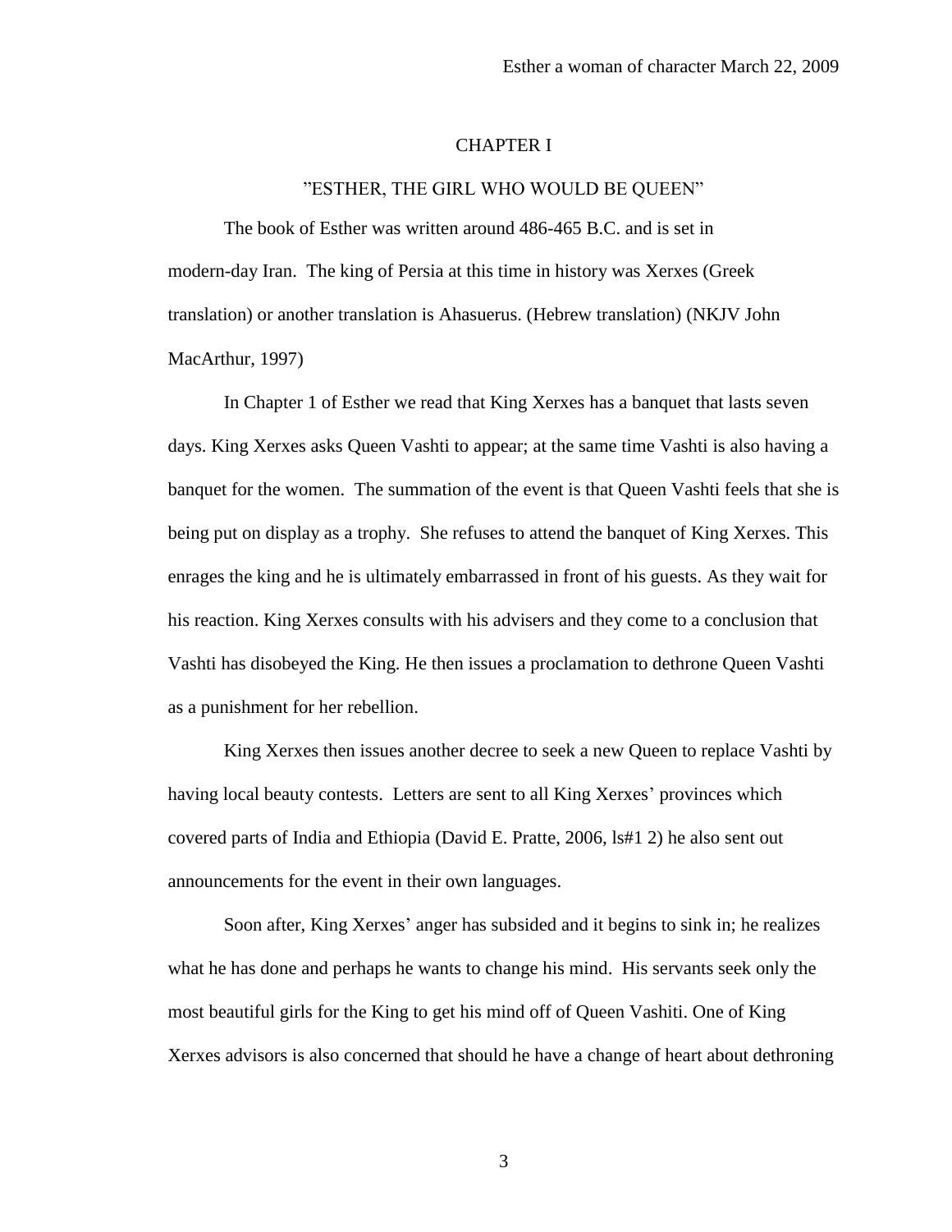# CHAPTER I

## "ESTHER, THE GIRL WHO WOULD BE QUEEN"

The book of Esther was written around 486-465 B.C. and is set in modern-day Iran. The king of Persia at this time in history was Xerxes (Greek translation) or another translation is Ahasuerus. (Hebrew translation) (NKJV John MacArthur, 1997)

In Chapter 1 of Esther we read that King Xerxes has a banquet that lasts seven days. King Xerxes asks Queen Vashti to appear; at the same time Vashti is also having a banquet for the women. The summation of the event is that Queen Vashti feels that she is being put on display as a trophy. She refuses to attend the banquet of King Xerxes. This enrages the king and he is ultimately embarrassed in front of his guests. As they wait for his reaction. King Xerxes consults with his advisers and they come to a conclusion that Vashti has disobeyed the King. He then issues a proclamation to dethrone Queen Vashti as a punishment for her rebellion.

King Xerxes then issues another decree to seek a new Queen to replace Vashti by having local beauty contests. Letters are sent to all King Xerxes' provinces which covered parts of India and Ethiopia (David E. Pratte, 2006, ls#1 2) he also sent out announcements for the event in their own languages.

Soon after, King Xerxes' anger has subsided and it begins to sink in; he realizes what he has done and perhaps he wants to change his mind. His servants seek only the most beautiful girls for the King to get his mind off of Queen Vashiti. One of King Xerxes advisors is also concerned that should he have a change of heart about dethroning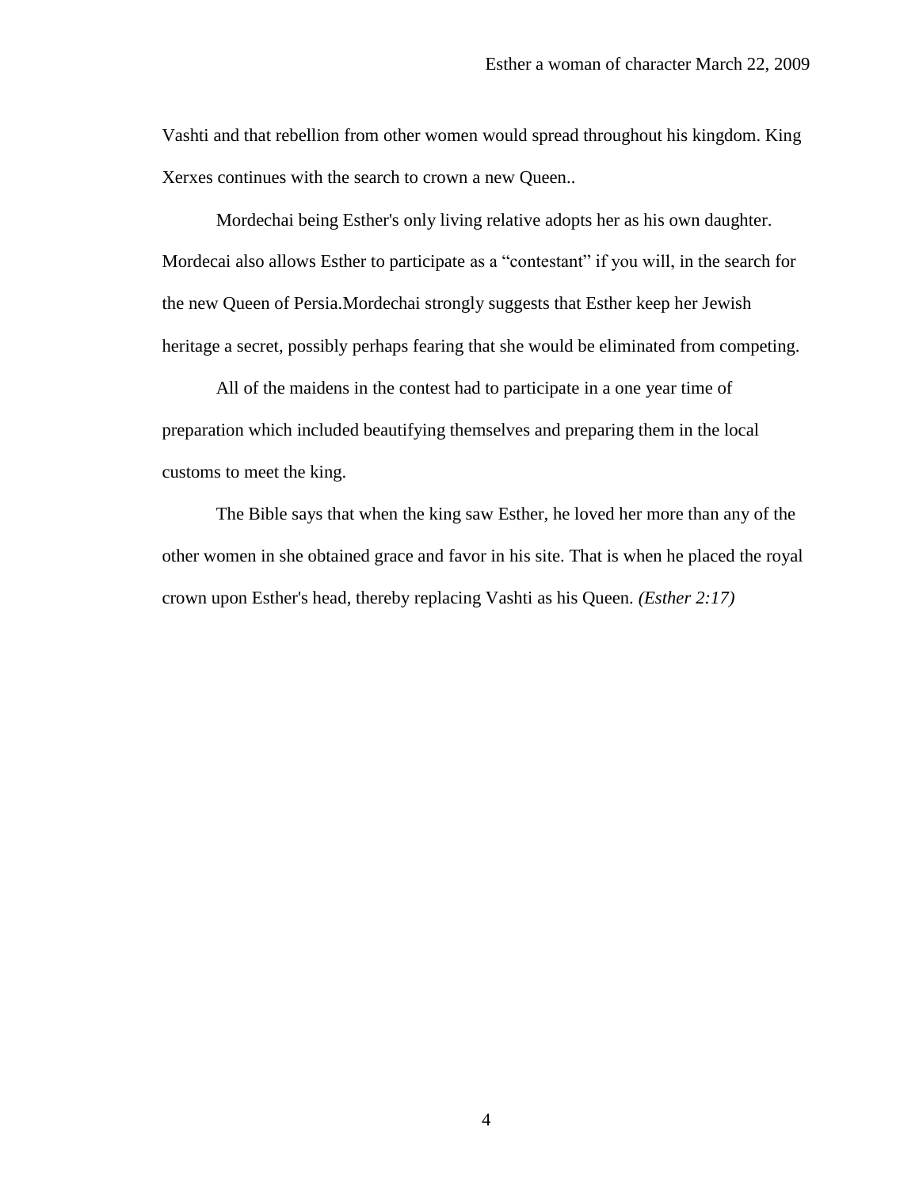Vashti and that rebellion from other women would spread throughout his kingdom. King Xerxes continues with the search to crown a new Queen..

Mordechai being Esther's only living relative adopts her as his own daughter. Mordecai also allows Esther to participate as a "contestant" if you will, in the search for the new Queen of Persia.Mordechai strongly suggests that Esther keep her Jewish heritage a secret, possibly perhaps fearing that she would be eliminated from competing.

All of the maidens in the contest had to participate in a one year time of preparation which included beautifying themselves and preparing them in the local customs to meet the king.

The Bible says that when the king saw Esther, he loved her more than any of the other women in she obtained grace and favor in his site. That is when he placed the royal crown upon Esther's head, thereby replacing Vashti as his Queen. *(Esther 2:17)*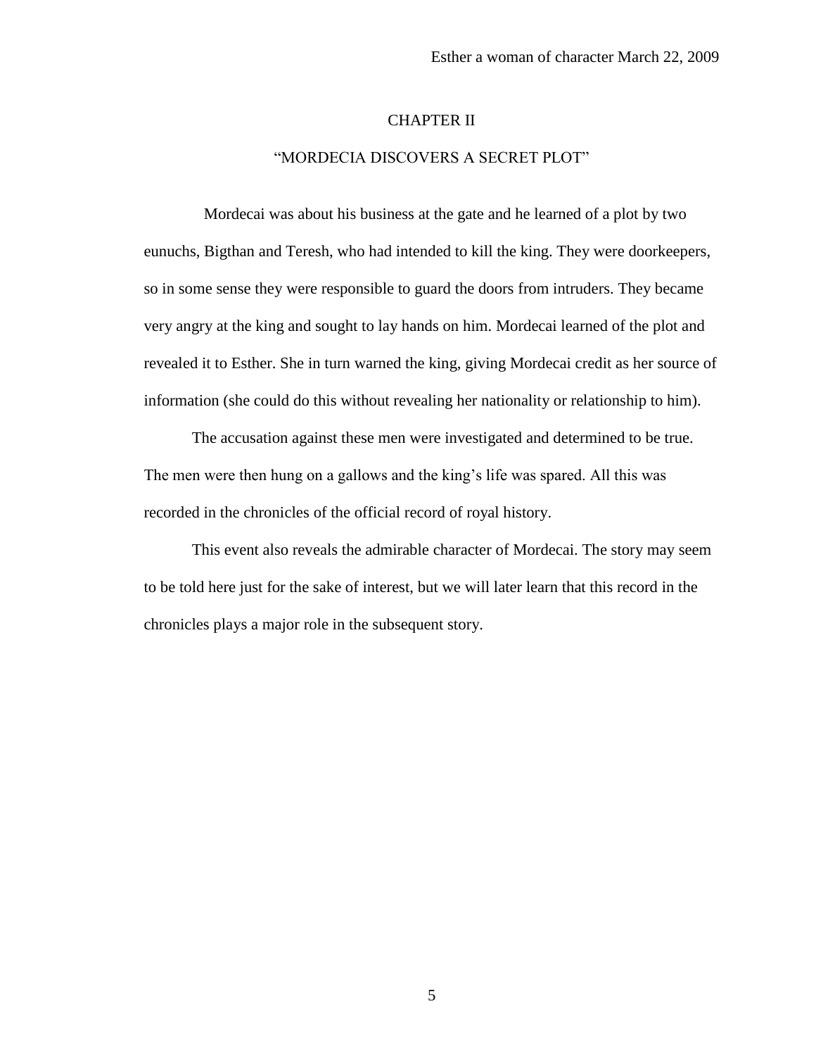## CHAPTER II

## "MORDECIA DISCOVERS A SECRET PLOT"

Mordecai was about his business at the gate and he learned of a plot by two eunuchs, Bigthan and Teresh, who had intended to kill the king. They were doorkeepers, so in some sense they were responsible to guard the doors from intruders. They became very angry at the king and sought to lay hands on him. Mordecai learned of the plot and revealed it to Esther. She in turn warned the king, giving Mordecai credit as her source of information (she could do this without revealing her nationality or relationship to him).

The accusation against these men were investigated and determined to be true. The men were then hung on a gallows and the king's life was spared. All this was recorded in the chronicles of the official record of royal history.

This event also reveals the admirable character of Mordecai. The story may seem to be told here just for the sake of interest, but we will later learn that this record in the chronicles plays a major role in the subsequent story.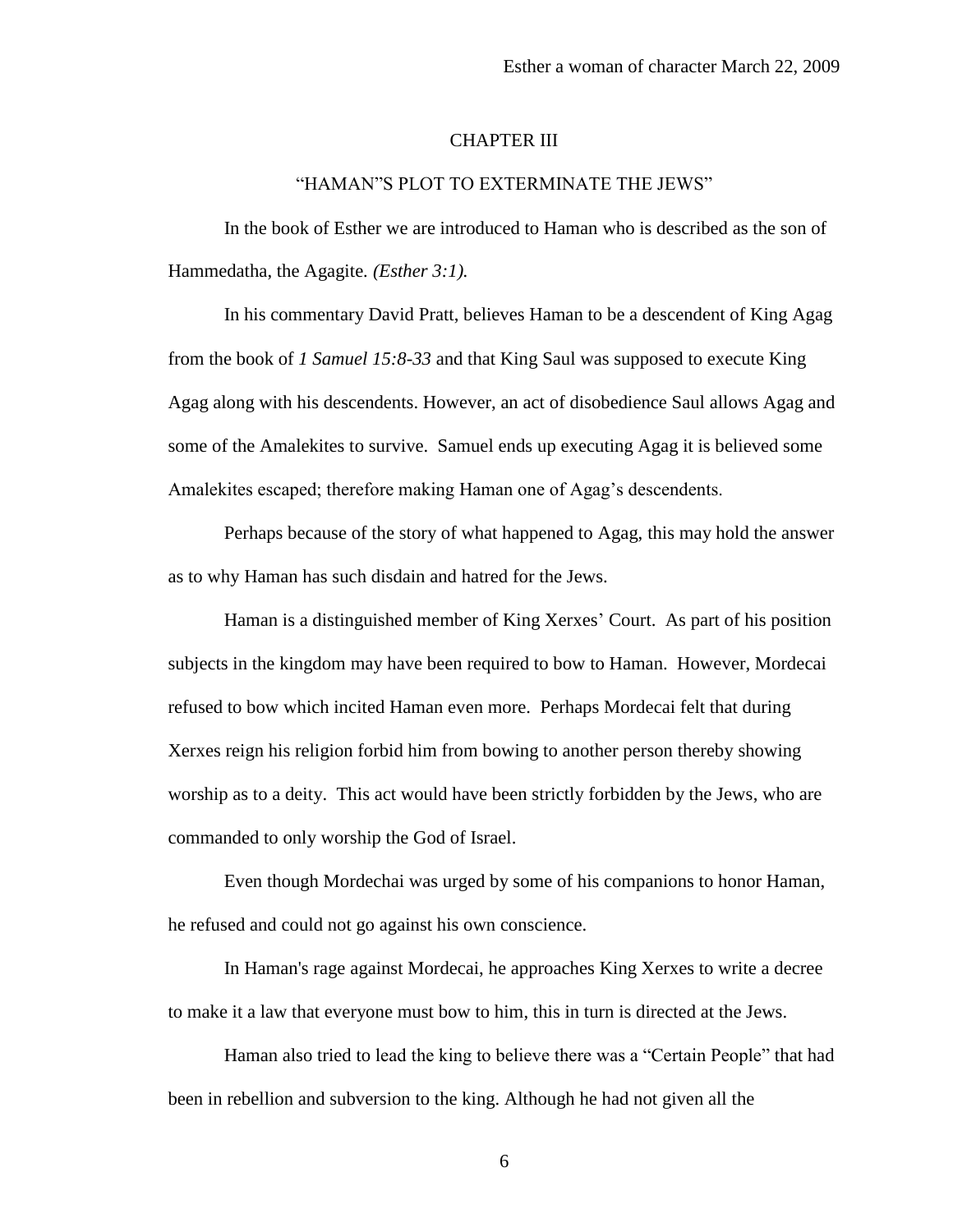## CHAPTER III

### "HAMAN"S PLOT TO EXTERMINATE THE JEWS"

In the book of Esther we are introduced to Haman who is described as the son of Hammedatha, the Agagite. *(Esther 3:1).*

In his commentary David Pratt, believes Haman to be a descendent of King Agag from the book of *1 Samuel 15:8-33* and that King Saul was supposed to execute King Agag along with his descendents. However, an act of disobedience Saul allows Agag and some of the Amalekites to survive. Samuel ends up executing Agag it is believed some Amalekites escaped; therefore making Haman one of Agag's descendents.

Perhaps because of the story of what happened to Agag, this may hold the answer as to why Haman has such disdain and hatred for the Jews.

Haman is a distinguished member of King Xerxes' Court. As part of his position subjects in the kingdom may have been required to bow to Haman. However, Mordecai refused to bow which incited Haman even more. Perhaps Mordecai felt that during Xerxes reign his religion forbid him from bowing to another person thereby showing worship as to a deity. This act would have been strictly forbidden by the Jews, who are commanded to only worship the God of Israel.

Even though Mordechai was urged by some of his companions to honor Haman, he refused and could not go against his own conscience.

In Haman's rage against Mordecai, he approaches King Xerxes to write a decree to make it a law that everyone must bow to him, this in turn is directed at the Jews.

Haman also tried to lead the king to believe there was a "Certain People" that had been in rebellion and subversion to the king. Although he had not given all the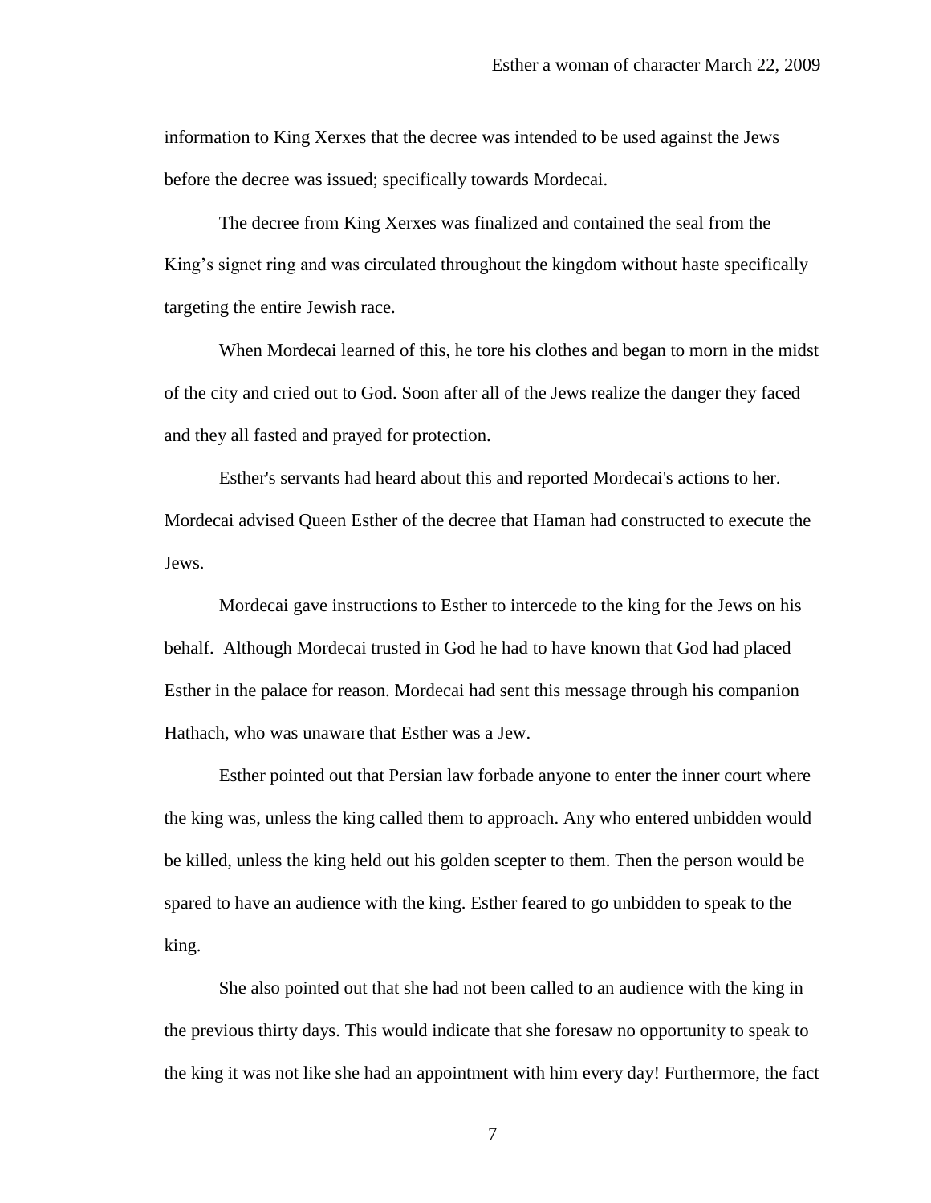information to King Xerxes that the decree was intended to be used against the Jews before the decree was issued; specifically towards Mordecai.

The decree from King Xerxes was finalized and contained the seal from the King's signet ring and was circulated throughout the kingdom without haste specifically targeting the entire Jewish race.

When Mordecai learned of this, he tore his clothes and began to morn in the midst of the city and cried out to God. Soon after all of the Jews realize the danger they faced and they all fasted and prayed for protection.

Esther's servants had heard about this and reported Mordecai's actions to her. Mordecai advised Queen Esther of the decree that Haman had constructed to execute the Jews.

Mordecai gave instructions to Esther to intercede to the king for the Jews on his behalf. Although Mordecai trusted in God he had to have known that God had placed Esther in the palace for reason. Mordecai had sent this message through his companion Hathach, who was unaware that Esther was a Jew.

Esther pointed out that Persian law forbade anyone to enter the inner court where the king was, unless the king called them to approach. Any who entered unbidden would be killed, unless the king held out his golden scepter to them. Then the person would be spared to have an audience with the king. Esther feared to go unbidden to speak to the king.

She also pointed out that she had not been called to an audience with the king in the previous thirty days. This would indicate that she foresaw no opportunity to speak to the king it was not like she had an appointment with him every day! Furthermore, the fact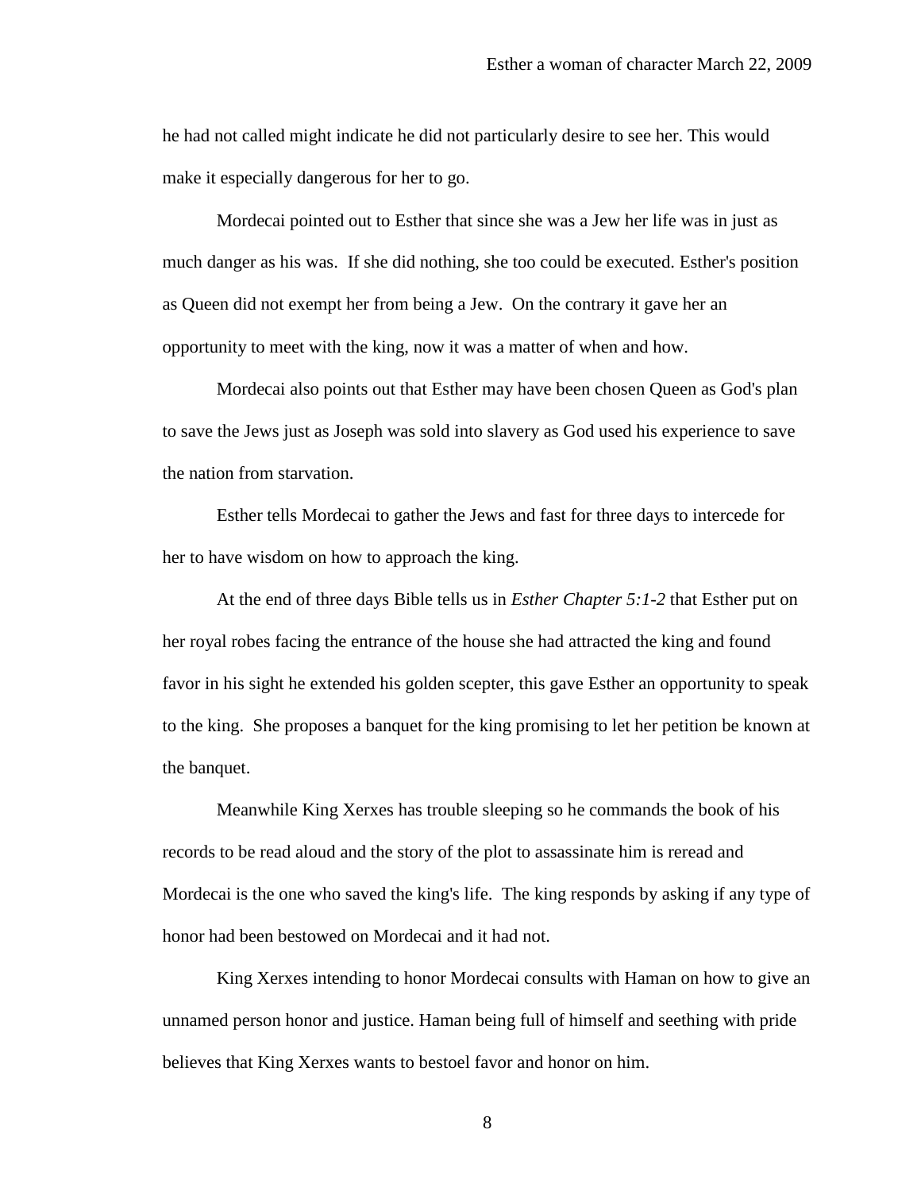he had not called might indicate he did not particularly desire to see her. This would make it especially dangerous for her to go.

Mordecai pointed out to Esther that since she was a Jew her life was in just as much danger as his was. If she did nothing, she too could be executed. Esther's position as Queen did not exempt her from being a Jew. On the contrary it gave her an opportunity to meet with the king, now it was a matter of when and how.

Mordecai also points out that Esther may have been chosen Queen as God's plan to save the Jews just as Joseph was sold into slavery as God used his experience to save the nation from starvation.

Esther tells Mordecai to gather the Jews and fast for three days to intercede for her to have wisdom on how to approach the king.

At the end of three days Bible tells us in *Esther Chapter 5:1-2* that Esther put on her royal robes facing the entrance of the house she had attracted the king and found favor in his sight he extended his golden scepter, this gave Esther an opportunity to speak to the king. She proposes a banquet for the king promising to let her petition be known at the banquet.

Meanwhile King Xerxes has trouble sleeping so he commands the book of his records to be read aloud and the story of the plot to assassinate him is reread and Mordecai is the one who saved the king's life. The king responds by asking if any type of honor had been bestowed on Mordecai and it had not.

King Xerxes intending to honor Mordecai consults with Haman on how to give an unnamed person honor and justice. Haman being full of himself and seething with pride believes that King Xerxes wants to bestoel favor and honor on him.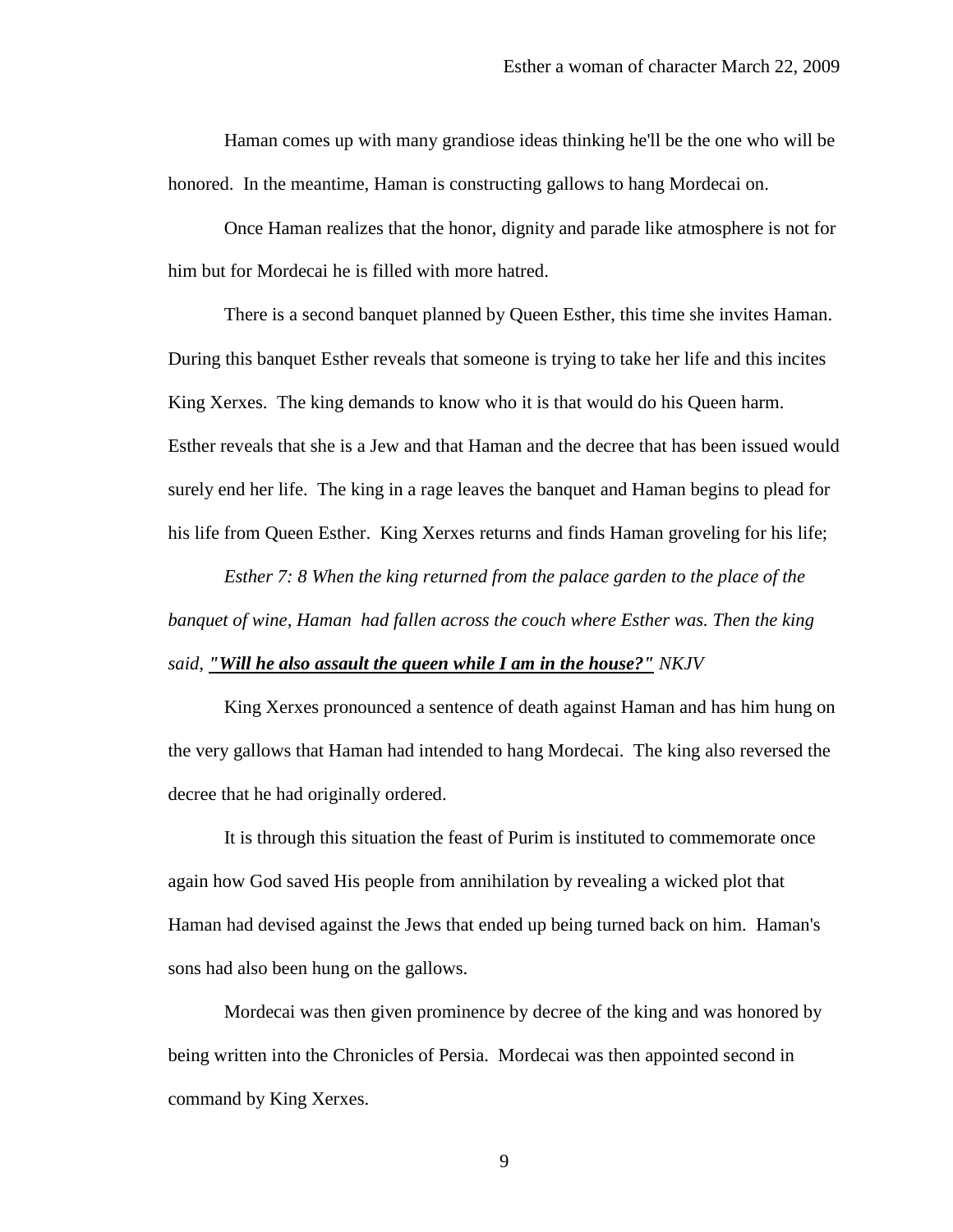Haman comes up with many grandiose ideas thinking he'll be the one who will be honored. In the meantime, Haman is constructing gallows to hang Mordecai on.

Once Haman realizes that the honor, dignity and parade like atmosphere is not for him but for Mordecai he is filled with more hatred.

There is a second banquet planned by Queen Esther, this time she invites Haman. During this banquet Esther reveals that someone is trying to take her life and this incites King Xerxes. The king demands to know who it is that would do his Queen harm. Esther reveals that she is a Jew and that Haman and the decree that has been issued would surely end her life. The king in a rage leaves the banquet and Haman begins to plead for his life from Queen Esther. King Xerxes returns and finds Haman groveling for his life;

*Esther 7: 8 When the king returned from the palace garden to the place of the banquet of wine, Haman had fallen across the couch where Esther was. Then the king said, **<u>"Will he also assault the queen while I am in the house?"</u>** NKJV*

King Xerxes pronounced a sentence of death against Haman and has him hung on the very gallows that Haman had intended to hang Mordecai. The king also reversed the decree that he had originally ordered.

It is through this situation the feast of Purim is instituted to commemorate once again how God saved His people from annihilation by revealing a wicked plot that Haman had devised against the Jews that ended up being turned back on him. Haman's sons had also been hung on the gallows.

Mordecai was then given prominence by decree of the king and was honored by being written into the Chronicles of Persia. Mordecai was then appointed second in command by King Xerxes.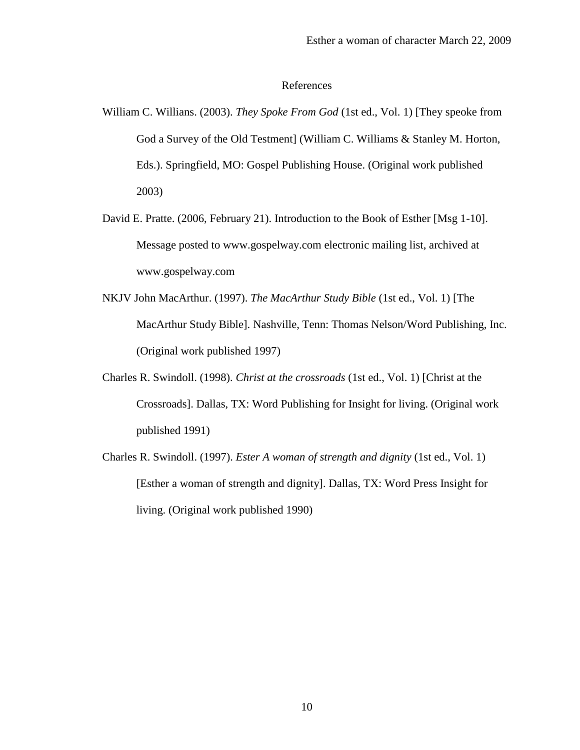# References

William C. Willians. (2003). *They Spoke From God* (1st ed., Vol. 1) [They speoke from God a Survey of the Old Testment] (William C. Williams & Stanley M. Horton, Eds.). Springfield, MO: Gospel Publishing House. (Original work published 2003)

David E. Pratte. (2006, February 21). Introduction to the Book of Esther [Msg 1-10]. Message posted to www.gospelway.com electronic mailing list, archived at www.gospelway.com

NKJV John MacArthur. (1997). *The MacArthur Study Bible* (1st ed., Vol. 1) [The MacArthur Study Bible]. Nashville, Tenn: Thomas Nelson/Word Publishing, Inc. (Original work published 1997)

Charles R. Swindoll. (1998). *Christ at the crossroads* (1st ed., Vol. 1) [Christ at the Crossroads]. Dallas, TX: Word Publishing for Insight for living. (Original work published 1991)

Charles R. Swindoll. (1997). *Ester A woman of strength and dignity* (1st ed., Vol. 1) [Esther a woman of strength and dignity]. Dallas, TX: Word Press Insight for living. (Original work published 1990)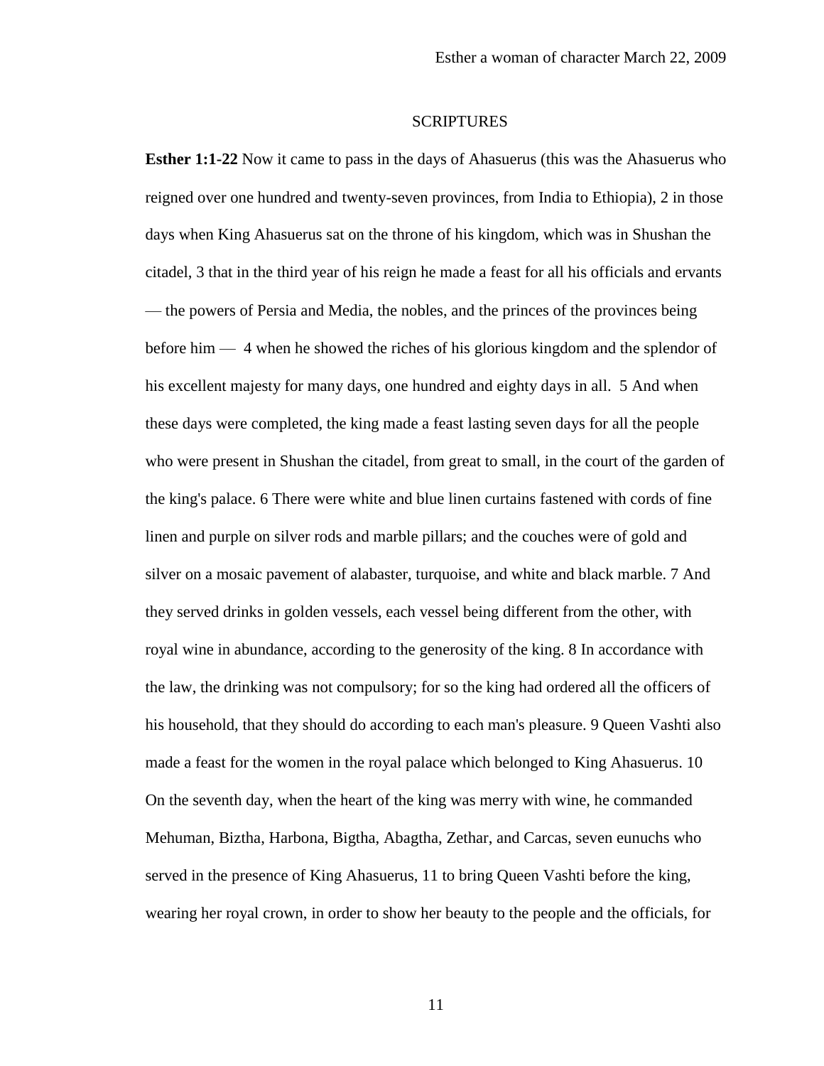## SCRIPTURES

**Esther 1:1-22** Now it came to pass in the days of Ahasuerus (this was the Ahasuerus who reigned over one hundred and twenty-seven provinces, from India to Ethiopia), 2 in those days when King Ahasuerus sat on the throne of his kingdom, which was in Shushan the citadel, 3 that in the third year of his reign he made a feast for all his officials and ervants — the powers of Persia and Media, the nobles, and the princes of the provinces being before him — 4 when he showed the riches of his glorious kingdom and the splendor of his excellent majesty for many days, one hundred and eighty days in all. 5 And when these days were completed, the king made a feast lasting seven days for all the people who were present in Shushan the citadel, from great to small, in the court of the garden of the king's palace. 6 There were white and blue linen curtains fastened with cords of fine linen and purple on silver rods and marble pillars; and the couches were of gold and silver on a mosaic pavement of alabaster, turquoise, and white and black marble. 7 And they served drinks in golden vessels, each vessel being different from the other, with royal wine in abundance, according to the generosity of the king. 8 In accordance with the law, the drinking was not compulsory; for so the king had ordered all the officers of his household, that they should do according to each man's pleasure. 9 Queen Vashti also made a feast for the women in the royal palace which belonged to King Ahasuerus. 10 On the seventh day, when the heart of the king was merry with wine, he commanded Mehuman, Biztha, Harbona, Bigtha, Abagtha, Zethar, and Carcas, seven eunuchs who served in the presence of King Ahasuerus, 11 to bring Queen Vashti before the king, wearing her royal crown, in order to show her beauty to the people and the officials, for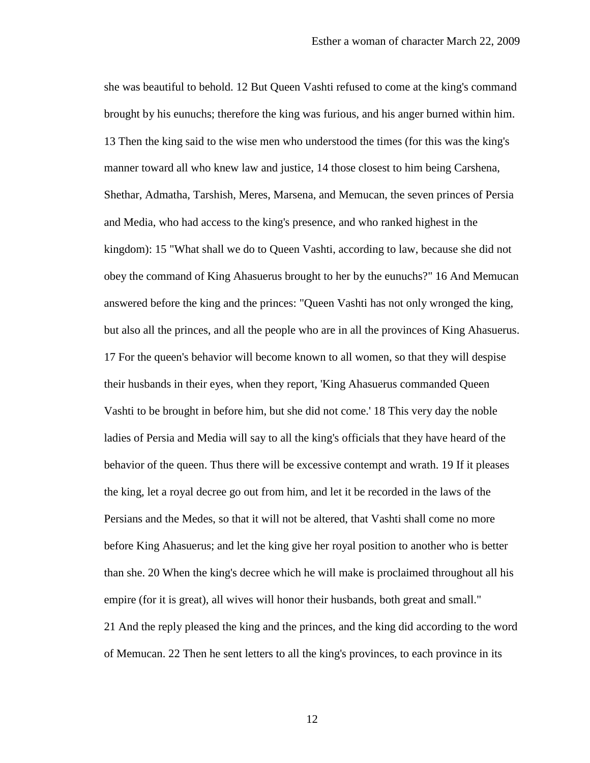she was beautiful to behold. 12 But Queen Vashti refused to come at the king's command brought by his eunuchs; therefore the king was furious, and his anger burned within him. 13 Then the king said to the wise men who understood the times (for this was the king's manner toward all who knew law and justice, 14 those closest to him being Carshena, Shethar, Admatha, Tarshish, Meres, Marsena, and Memucan, the seven princes of Persia and Media, who had access to the king's presence, and who ranked highest in the kingdom): 15 "What shall we do to Queen Vashti, according to law, because she did not obey the command of King Ahasuerus brought to her by the eunuchs?" 16 And Memucan answered before the king and the princes: "Queen Vashti has not only wronged the king, but also all the princes, and all the people who are in all the provinces of King Ahasuerus. 17 For the queen's behavior will become known to all women, so that they will despise their husbands in their eyes, when they report, 'King Ahasuerus commanded Queen Vashti to be brought in before him, but she did not come.' 18 This very day the noble ladies of Persia and Media will say to all the king's officials that they have heard of the behavior of the queen. Thus there will be excessive contempt and wrath. 19 If it pleases the king, let a royal decree go out from him, and let it be recorded in the laws of the Persians and the Medes, so that it will not be altered, that Vashti shall come no more before King Ahasuerus; and let the king give her royal position to another who is better than she. 20 When the king's decree which he will make is proclaimed throughout all his empire (for it is great), all wives will honor their husbands, both great and small."
21 And the reply pleased the king and the princes, and the king did according to the word of Memucan. 22 Then he sent letters to all the king's provinces, to each province in its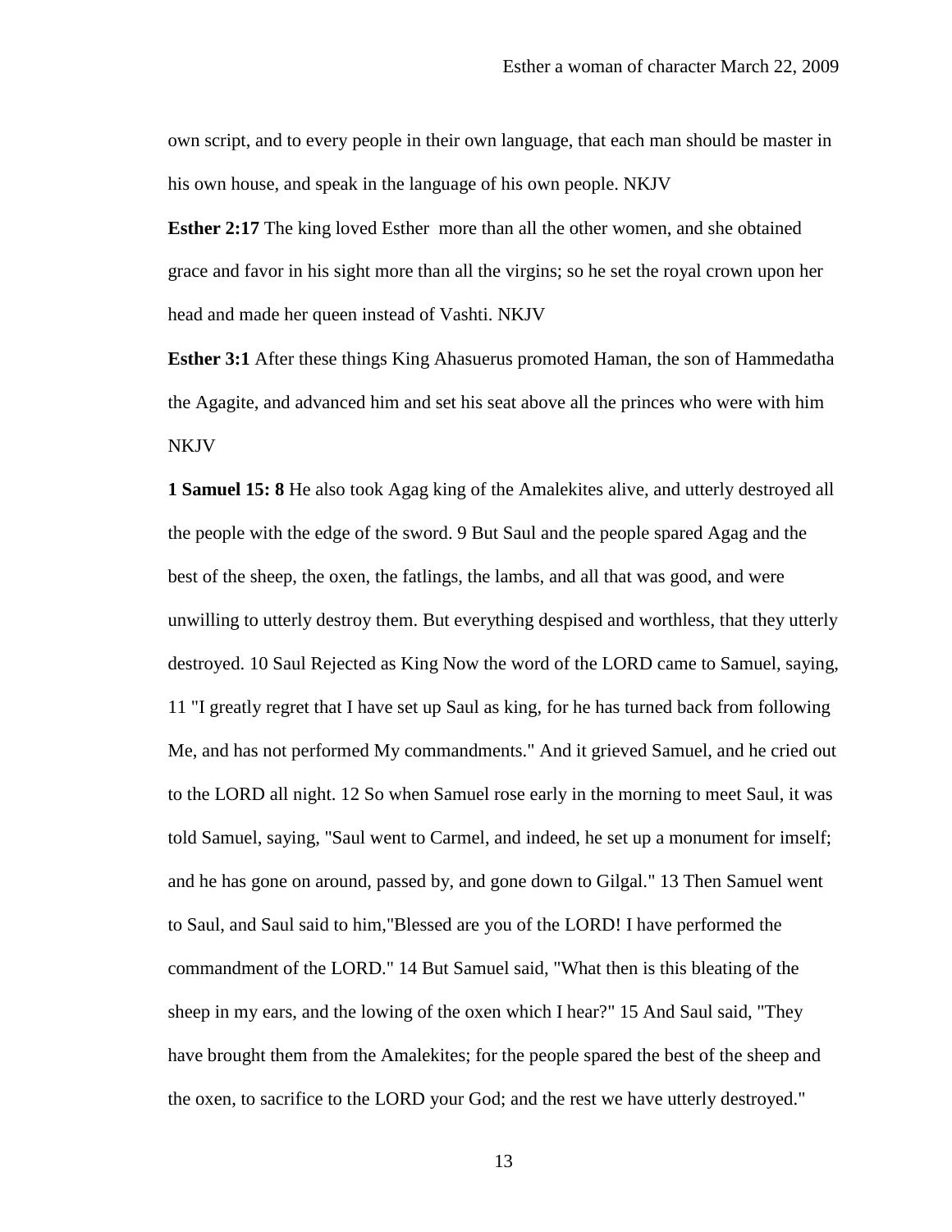own script, and to every people in their own language, that each man should be master in his own house, and speak in the language of his own people. NKJV

**Esther 2:17** The king loved Esther more than all the other women, and she obtained grace and favor in his sight more than all the virgins; so he set the royal crown upon her head and made her queen instead of Vashti. NKJV

**Esther 3:1** After these things King Ahasuerus promoted Haman, the son of Hammedatha the Agagite, and advanced him and set his seat above all the princes who were with him NKJV

**1 Samuel 15: 8** He also took Agag king of the Amalekites alive, and utterly destroyed all the people with the edge of the sword. 9 But Saul and the people spared Agag and the best of the sheep, the oxen, the fatlings, the lambs, and all that was good, and were unwilling to utterly destroy them. But everything despised and worthless, that they utterly destroyed. 10 Saul Rejected as King Now the word of the LORD came to Samuel, saying, 11 "I greatly regret that I have set up Saul as king, for he has turned back from following Me, and has not performed My commandments." And it grieved Samuel, and he cried out to the LORD all night. 12 So when Samuel rose early in the morning to meet Saul, it was told Samuel, saying, "Saul went to Carmel, and indeed, he set up a monument for imself; and he has gone on around, passed by, and gone down to Gilgal." 13 Then Samuel went to Saul, and Saul said to him,"Blessed are you of the LORD! I have performed the commandment of the LORD." 14 But Samuel said, "What then is this bleating of the sheep in my ears, and the lowing of the oxen which I hear?" 15 And Saul said, "They have brought them from the Amalekites; for the people spared the best of the sheep and the oxen, to sacrifice to the LORD your God; and the rest we have utterly destroyed."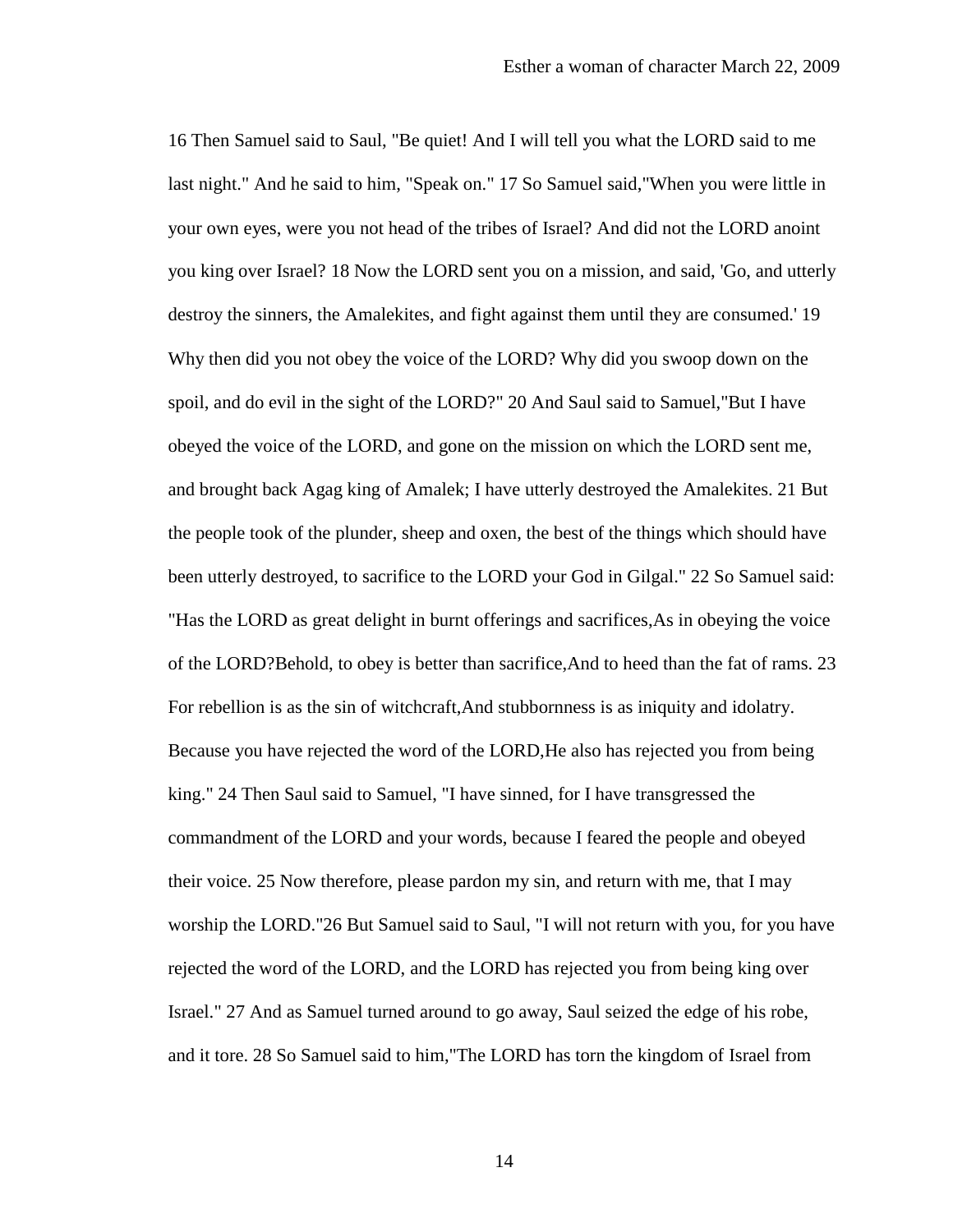16 Then Samuel said to Saul, "Be quiet! And I will tell you what the LORD said to me last night." And he said to him, "Speak on." 17 So Samuel said,"When you were little in your own eyes, were you not head of the tribes of Israel? And did not the LORD anoint you king over Israel? 18 Now the LORD sent you on a mission, and said, 'Go, and utterly destroy the sinners, the Amalekites, and fight against them until they are consumed.' 19 Why then did you not obey the voice of the LORD? Why did you swoop down on the spoil, and do evil in the sight of the LORD?" 20 And Saul said to Samuel,"But I have obeyed the voice of the LORD, and gone on the mission on which the LORD sent me, and brought back Agag king of Amalek; I have utterly destroyed the Amalekites. 21 But the people took of the plunder, sheep and oxen, the best of the things which should have been utterly destroyed, to sacrifice to the LORD your God in Gilgal." 22 So Samuel said: "Has the LORD as great delight in burnt offerings and sacrifices,As in obeying the voice of the LORD?Behold, to obey is better than sacrifice,And to heed than the fat of rams. 23 For rebellion is as the sin of witchcraft,And stubbornness is as iniquity and idolatry. Because you have rejected the word of the LORD,He also has rejected you from being king." 24 Then Saul said to Samuel, "I have sinned, for I have transgressed the commandment of the LORD and your words, because I feared the people and obeyed their voice. 25 Now therefore, please pardon my sin, and return with me, that I may worship the LORD."26 But Samuel said to Saul, "I will not return with you, for you have rejected the word of the LORD, and the LORD has rejected you from being king over Israel." 27 And as Samuel turned around to go away, Saul seized the edge of his robe, and it tore. 28 So Samuel said to him,"The LORD has torn the kingdom of Israel from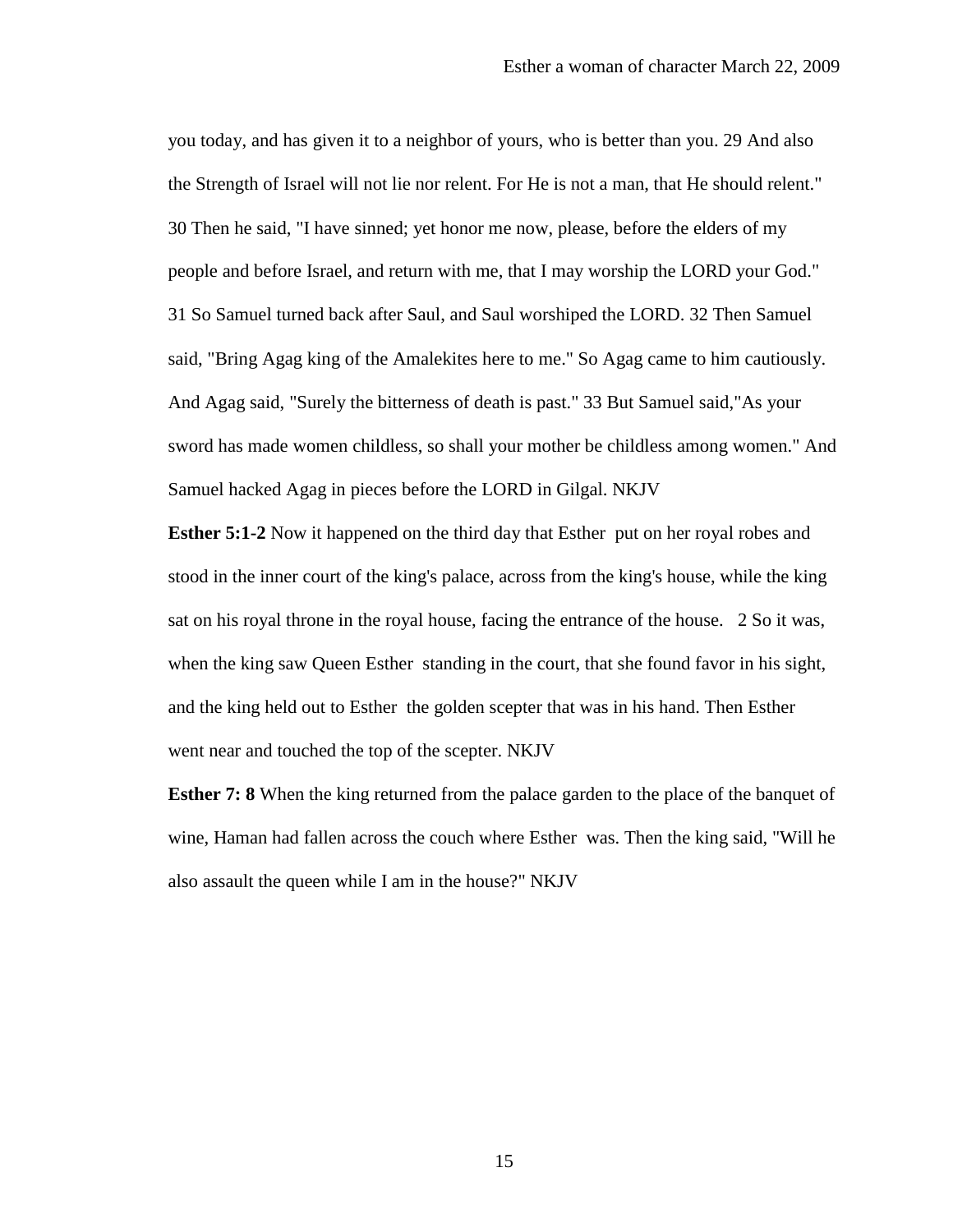you today, and has given it to a neighbor of yours, who is better than you. 29 And also the Strength of Israel will not lie nor relent. For He is not a man, that He should relent." 30 Then he said, "I have sinned; yet honor me now, please, before the elders of my people and before Israel, and return with me, that I may worship the LORD your God." 31 So Samuel turned back after Saul, and Saul worshiped the LORD. 32 Then Samuel said, "Bring Agag king of the Amalekites here to me." So Agag came to him cautiously. And Agag said, "Surely the bitterness of death is past." 33 But Samuel said,"As your sword has made women childless, so shall your mother be childless among women." And Samuel hacked Agag in pieces before the LORD in Gilgal. NKJV

**Esther 5:1-2** Now it happened on the third day that Esther put on her royal robes and stood in the inner court of the king's palace, across from the king's house, while the king sat on his royal throne in the royal house, facing the entrance of the house. 2 So it was, when the king saw Queen Esther standing in the court, that she found favor in his sight, and the king held out to Esther the golden scepter that was in his hand. Then Esther went near and touched the top of the scepter. NKJV

**Esther 7: 8** When the king returned from the palace garden to the place of the banquet of wine, Haman had fallen across the couch where Esther was. Then the king said, "Will he also assault the queen while I am in the house?" NKJV